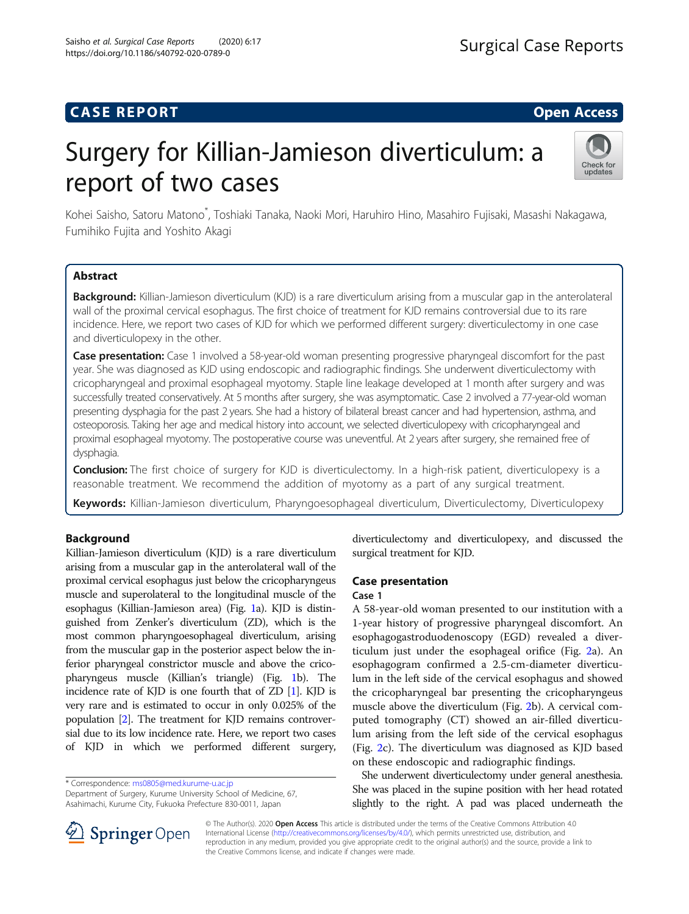CASE REPORT

Open Access

# Surgery for Killian-Jamieson diverticulum: a report of two cases

Kohei Saisho, Satoru Matono*, Toshiaki Tanaka, Naoki Mori, Haruhiro Hino, Masahiro Fujisaki, Masashi Nakagawa, Fumihiko Fujita and Yoshito Akagi

## Abstract

**Background:** Killian-Jamieson diverticulum (KJD) is a rare diverticulum arising from a muscular gap in the anterolateral wall of the proximal cervical esophagus. The first choice of treatment for KJD remains controversial due to its rare incidence. Here, we report two cases of KJD for which we performed different surgery: diverticulectomy in one case and diverticulopexy in the other.

**Case presentation:** Case 1 involved a 58-year-old woman presenting progressive pharyngeal discomfort for the past year. She was diagnosed as KJD using endoscopic and radiographic findings. She underwent diverticulectomy with cricopharyngeal and proximal esophageal myotomy. Staple line leakage developed at 1 month after surgery and was successfully treated conservatively. At 5 months after surgery, she was asymptomatic. Case 2 involved a 77-year-old woman presenting dysphagia for the past 2 years. She had a history of bilateral breast cancer and had hypertension, asthma, and osteoporosis. Taking her age and medical history into account, we selected diverticulopexy with cricopharyngeal and proximal esophageal myotomy. The postoperative course was uneventful. At 2 years after surgery, she remained free of dysphagia.

**Conclusion:** The first choice of surgery for KJD is diverticulectomy. In a high-risk patient, diverticulopexy is a reasonable treatment. We recommend the addition of myotomy as a part of any surgical treatment.

**Keywords:** Killian-Jamieson diverticulum, Pharyngoesophageal diverticulum, Diverticulectomy, Diverticulopexy

## Background

Killian-Jamieson diverticulum (KJD) is a rare diverticulum arising from a muscular gap in the anterolateral wall of the proximal cervical esophagus just below the cricopharyngeus muscle and superolateral to the longitudinal muscle of the esophagus (Killian-Jamieson area) (Fig. 1a). KJD is distinguished from Zenker's diverticulum (ZD), which is the most common pharyngoesophageal diverticulum, arising from the muscular gap in the posterior aspect below the inferior pharyngeal constrictor muscle and above the cricopharyngeus muscle (Killian's triangle) (Fig. 1b). The incidence rate of KJD is one fourth that of ZD [1]. KJD is very rare and is estimated to occur in only 0.025% of the population [2]. The treatment for KJD remains controversial due to its low incidence rate. Here, we report two cases of KJD in which we performed different surgery, diverticulectomy and diverticulopexy, and discussed the surgical treatment for KJD.

## Case presentation

### Case 1

A 58-year-old woman presented to our institution with a 1-year history of progressive pharyngeal discomfort. An esophagogastroduodenoscopy (EGD) revealed a diverticulum just under the esophageal orifice (Fig. 2a). An esophagogram confirmed a 2.5-cm-diameter diverticulum in the left side of the cervical esophagus and showed the cricopharyngeal bar presenting the cricopharyngeus muscle above the diverticulum (Fig. 2b). A cervical computed tomography (CT) showed an air-filled diverticulum arising from the left side of the cervical esophagus (Fig. 2c). The diverticulum was diagnosed as KJD based on these endoscopic and radiographic findings.

She underwent diverticulectomy under general anesthesia. She was placed in the supine position with her head rotated slightly to the right. A pad was placed underneath the

\* Correspondence: ms0805@med.kurume-u.ac.jp
Department of Surgery, Kurume University School of Medicine, 67, Asahimachi, Kurume City, Fukuoka Prefecture 830-0011, Japan

© The Author(s). 2020 **Open Access** This article is distributed under the terms of the Creative Commons Attribution 4.0 International License (http://creativecommons.org/licenses/by/4.0/), which permits unrestricted use, distribution, and reproduction in any medium, provided you give appropriate credit to the original author(s) and the source, provide a link to the Creative Commons license, and indicate if changes were made.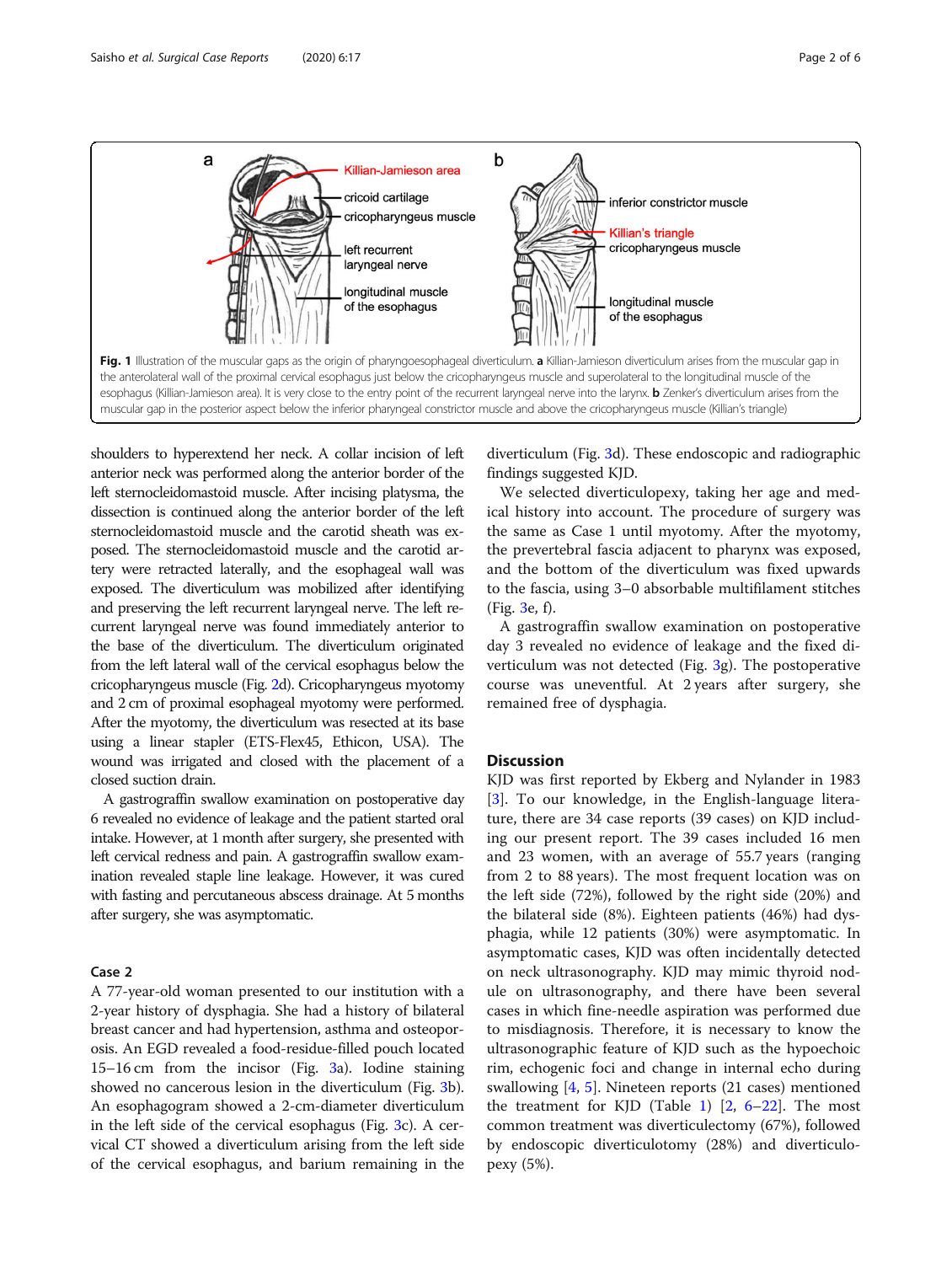**Fig. 1** Illustration of the muscular gaps as the origin of pharyngoesophageal diverticulum. **a** Killian-Jamieson diverticulum arises from the muscular gap in the anterolateral wall of the proximal cervical esophagus just below the cricopharyngeus muscle and superolateral to the longitudinal muscle of the esophagus (Killian-Jamieson area). It is very close to the entry point of the recurrent laryngeal nerve into the larynx. **b** Zenker's diverticulum arises from the muscular gap in the posterior aspect below the inferior pharyngeal constrictor muscle and above the cricopharyngeus muscle (Killian's triangle)

shoulders to hyperextend her neck. A collar incision of left anterior neck was performed along the anterior border of the left sternocleidomastoid muscle. After incising platysma, the dissection is continued along the anterior border of the left sternocleidomastoid muscle and the carotid sheath was exposed. The sternocleidomastoid muscle and the carotid artery were retracted laterally, and the esophageal wall was exposed. The diverticulum was mobilized after identifying and preserving the left recurrent laryngeal nerve. The left recurrent laryngeal nerve was found immediately anterior to the base of the diverticulum. The diverticulum originated from the left lateral wall of the cervical esophagus below the cricopharyngeus muscle (Fig. 2d). Cricopharyngeus myotomy and 2 cm of proximal esophageal myotomy were performed. After the myotomy, the diverticulum was resected at its base using a linear stapler (ETS-Flex45, Ethicon, USA). The wound was irrigated and closed with the placement of a closed suction drain.

A gastrograffin swallow examination on postoperative day 6 revealed no evidence of leakage and the patient started oral intake. However, at 1 month after surgery, she presented with left cervical redness and pain. A gastrograffin swallow examination revealed staple line leakage. However, it was cured with fasting and percutaneous abscess drainage. At 5 months after surgery, she was asymptomatic.

### Case 2

A 77-year-old woman presented to our institution with a 2-year history of dysphagia. She had a history of bilateral breast cancer and had hypertension, asthma and osteoporosis. An EGD revealed a food-residue-filled pouch located 15–16 cm from the incisor (Fig. 3a). Iodine staining showed no cancerous lesion in the diverticulum (Fig. 3b). An esophagogram showed a 2-cm-diameter diverticulum in the left side of the cervical esophagus (Fig. 3c). A cervical CT showed a diverticulum arising from the left side of the cervical esophagus, and barium remaining in the diverticulum (Fig. 3d). These endoscopic and radiographic findings suggested KJD.

We selected diverticulopexy, taking her age and medical history into account. The procedure of surgery was the same as Case 1 until myotomy. After the myotomy, the prevertebral fascia adjacent to pharynx was exposed, and the bottom of the diverticulum was fixed upwards to the fascia, using 3–0 absorbable multifilament stitches (Fig. 3e, f).

A gastrograffin swallow examination on postoperative day 3 revealed no evidence of leakage and the fixed diverticulum was not detected (Fig. 3g). The postoperative course was uneventful. At 2 years after surgery, she remained free of dysphagia.

## Discussion

KJD was first reported by Ekberg and Nylander in 1983 [3]. To our knowledge, in the English-language literature, there are 34 case reports (39 cases) on KJD including our present report. The 39 cases included 16 men and 23 women, with an average of 55.7 years (ranging from 2 to 88 years). The most frequent location was on the left side (72%), followed by the right side (20%) and the bilateral side (8%). Eighteen patients (46%) had dysphagia, while 12 patients (30%) were asymptomatic. In asymptomatic cases, KJD was often incidentally detected on neck ultrasonography. KJD may mimic thyroid nodule on ultrasonography, and there have been several cases in which fine-needle aspiration was performed due to misdiagnosis. Therefore, it is necessary to know the ultrasonographic feature of KJD such as the hypoechoic rim, echogenic foci and change in internal echo during swallowing [4, 5]. Nineteen reports (21 cases) mentioned the treatment for KJD (Table 1) [2, 6–22]. The most common treatment was diverticulectomy (67%), followed by endoscopic diverticulotomy (28%) and diverticulopexy (5%).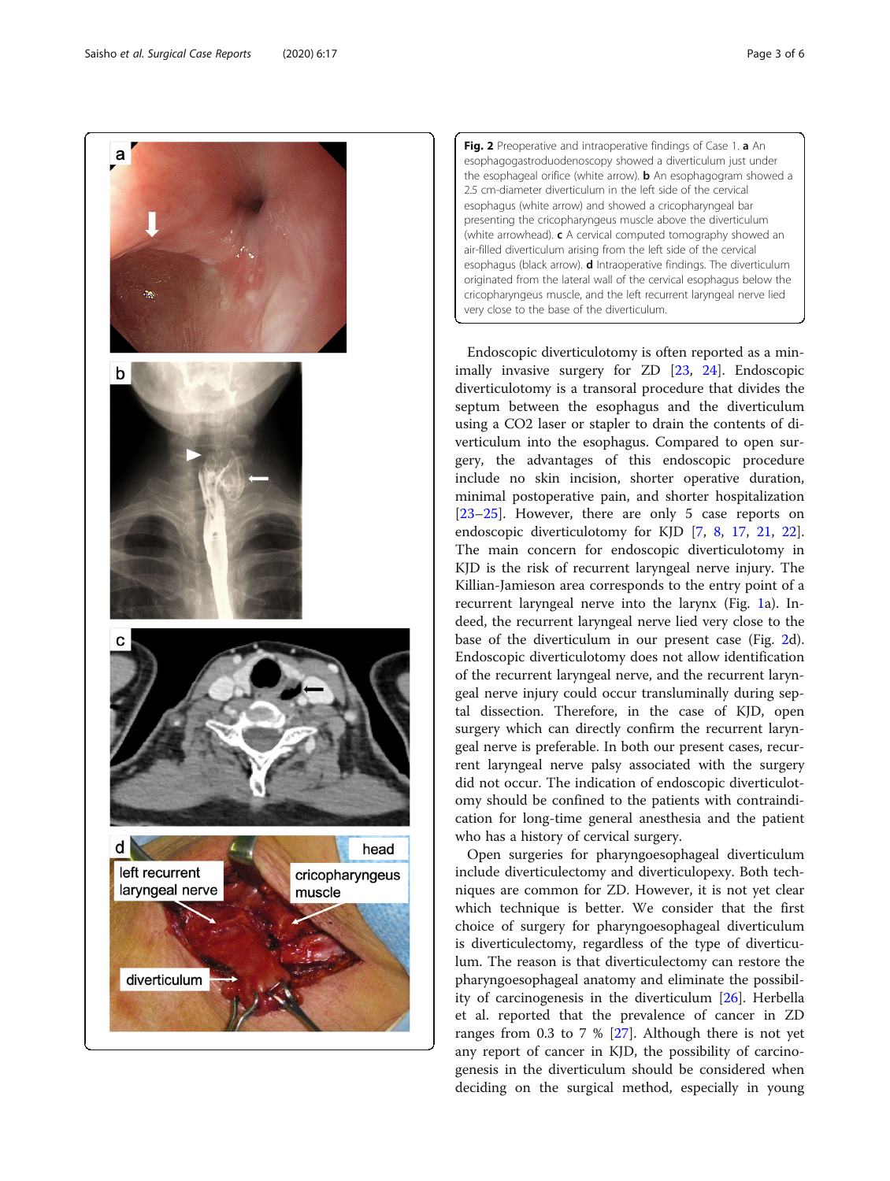**Fig. 2** Preoperative and intraoperative findings of Case 1. **a** An esophagogastroduodenoscopy showed a diverticulum just under the esophageal orifice (white arrow). **b** An esophagogram showed a 2.5 cm-diameter diverticulum in the left side of the cervical esophagus (white arrow) and showed a cricopharyngeal bar presenting the cricopharyngeus muscle above the diverticulum (white arrowhead). **c** A cervical computed tomography showed an air-filled diverticulum arising from the left side of the cervical esophagus (black arrow). **d** Intraoperative findings. The diverticulum originated from the lateral wall of the cervical esophagus below the cricopharyngeus muscle, and the left recurrent laryngeal nerve lied very close to the base of the diverticulum.

Endoscopic diverticulotomy is often reported as a minimally invasive surgery for ZD [23, 24]. Endoscopic diverticulotomy is a transoral procedure that divides the septum between the esophagus and the diverticulum using a $CO_2$ laser or stapler to drain the contents of diverticulum into the esophagus. Compared to open surgery, the advantages of this endoscopic procedure include no skin incision, shorter operative duration, minimal postoperative pain, and shorter hospitalization [23–25]. However, there are only 5 case reports on endoscopic diverticulotomy for KJD [7, 8, 17, 21, 22]. The main concern for endoscopic diverticulotomy in KJD is the risk of recurrent laryngeal nerve injury. The Killian-Jamieson area corresponds to the entry point of a recurrent laryngeal nerve into the larynx (Fig. 1a). Indeed, the recurrent laryngeal nerve lied very close to the base of the diverticulum in our present case (Fig. 2d). Endoscopic diverticulotomy does not allow identification of the recurrent laryngeal nerve, and the recurrent laryngeal nerve injury could occur transluminally during septal dissection. Therefore, in the case of KJD, open surgery which can directly confirm the recurrent laryngeal nerve is preferable. In both our present cases, recurrent laryngeal nerve palsy associated with the surgery did not occur. The indication of endoscopic diverticulotomy should be confined to the patients with contraindication for long-time general anesthesia and the patient who has a history of cervical surgery.

Open surgeries for pharyngoesophageal diverticulum include diverticulectomy and diverticulopexy. Both techniques are common for ZD. However, it is not yet clear which technique is better. We consider that the first choice of surgery for pharyngoesophageal diverticulum is diverticulectomy, regardless of the type of diverticulum. The reason is that diverticulectomy can restore the pharyngoesophageal anatomy and eliminate the possibility of carcinogenesis in the diverticulum [26]. Herbella et al. reported that the prevalence of cancer in ZD ranges from 0.3 to 7 % [27]. Although there is not yet any report of cancer in KJD, the possibility of carcinogenesis in the diverticulum should be considered when deciding on the surgical method, especially in young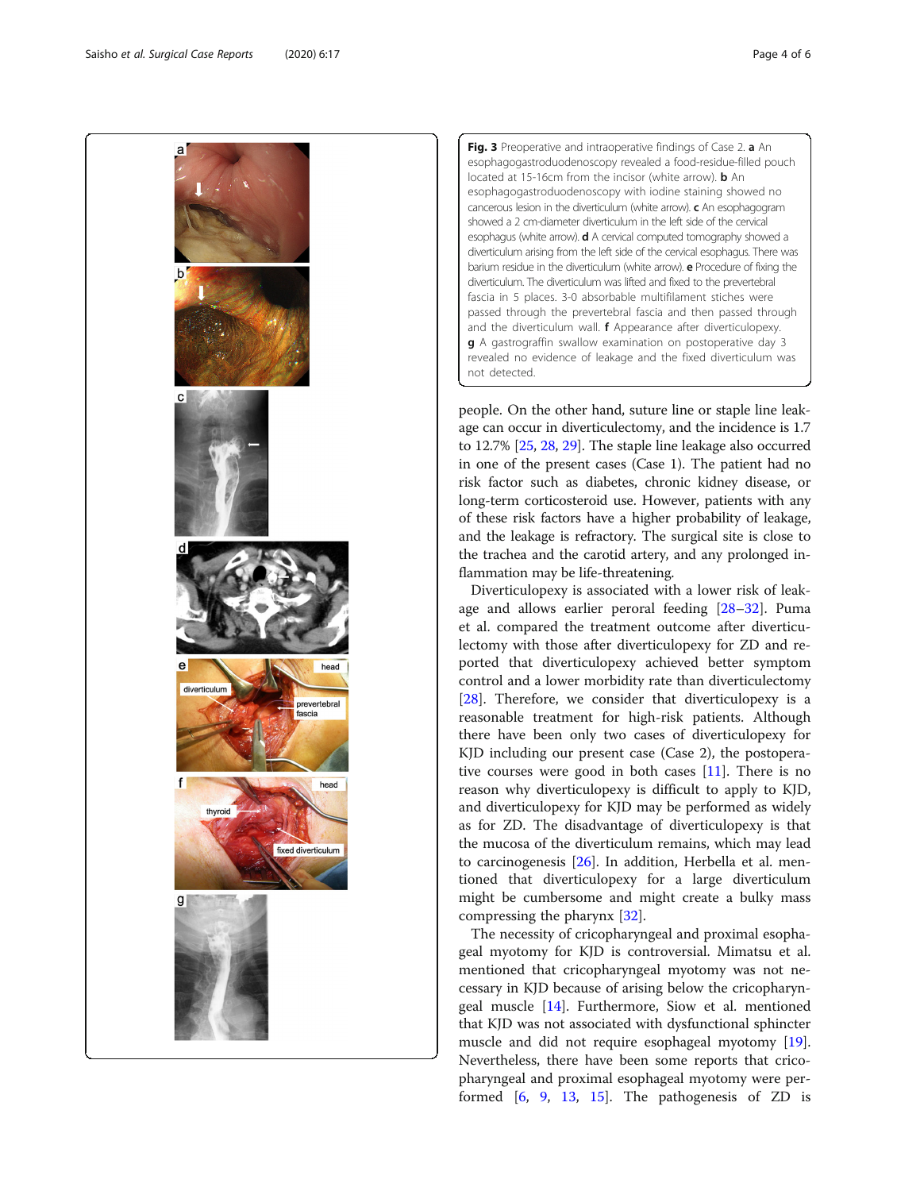**Fig. 3** Preoperative and intraoperative findings of Case 2. **a** An esophagogastroduodenoscopy revealed a food-residue-filled pouch located at 15-16cm from the incisor (white arrow). **b** An esophagogastroduodenoscopy with iodine staining showed no cancerous lesion in the diverticulum (white arrow). **c** An esophagogram showed a 2 cm-diameter diverticulum in the left side of the cervical esophagus (white arrow). **d** A cervical computed tomography showed a diverticulum arising from the left side of the cervical esophagus. There was barium residue in the diverticulum (white arrow). **e** Procedure of fixing the diverticulum. The diverticulum was lifted and fixed to the prevertebral fascia in 5 places. 3-0 absorbable multifilament stiches were passed through the prevertebral fascia and then passed through and the diverticulum wall. **f** Appearance after diverticulopexy. **g** A gastrograffin swallow examination on postoperative day 3 revealed no evidence of leakage and the fixed diverticulum was not detected.

people. On the other hand, suture line or staple line leakage can occur in diverticulectomy, and the incidence is 1.7 to 12.7% [25, 28, 29]. The staple line leakage also occurred in one of the present cases (Case 1). The patient had no risk factor such as diabetes, chronic kidney disease, or long-term corticosteroid use. However, patients with any of these risk factors have a higher probability of leakage, and the leakage is refractory. The surgical site is close to the trachea and the carotid artery, and any prolonged inflammation may be life-threatening.

Diverticulopexy is associated with a lower risk of leakage and allows earlier peroral feeding [28–32]. Puma et al. compared the treatment outcome after diverticulectomy with those after diverticulopexy for ZD and reported that diverticulopexy achieved better symptom control and a lower morbidity rate than diverticulectomy [28]. Therefore, we consider that diverticulopexy is a reasonable treatment for high-risk patients. Although there have been only two cases of diverticulopexy for KJD including our present case (Case 2), the postoperative courses were good in both cases [11]. There is no reason why diverticulopexy is difficult to apply to KJD, and diverticulopexy for KJD may be performed as widely as for ZD. The disadvantage of diverticulopexy is that the mucosa of the diverticulum remains, which may lead to carcinogenesis [26]. In addition, Herbella et al. mentioned that diverticulopexy for a large diverticulum might be cumbersome and might create a bulky mass compressing the pharynx [32].

The necessity of cricopharyngeal and proximal esophageal myotomy for KJD is controversial. Mimatsu et al. mentioned that cricopharyngeal myotomy was not necessary in KJD because of arising below the cricopharyngeal muscle [14]. Furthermore, Siow et al. mentioned that KJD was not associated with dysfunctional sphincter muscle and did not require esophageal myotomy [19]. Nevertheless, there have been some reports that cricopharyngeal and proximal esophageal myotomy were performed [6, 9, 13, 15]. The pathogenesis of ZD is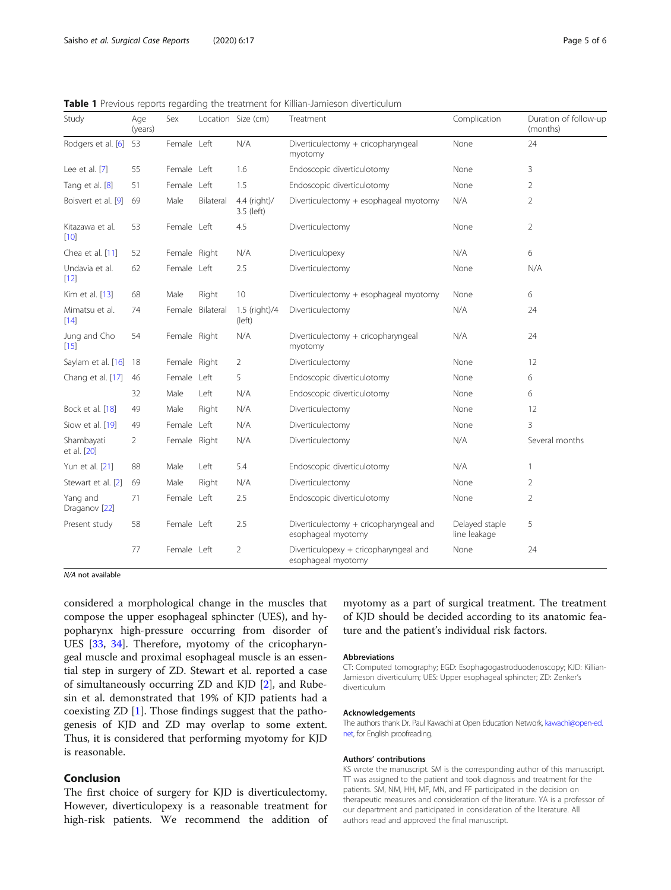**Table 1** Previous reports regarding the treatment for Killian-Jamieson diverticulum

| Study | Age (years) | Sex | Location | Size (cm) | Treatment | Complication | Duration of follow-up (months) |
|---|---|---|---|---|---|---|---|
| Rodgers et al. [6] | 53 | Female | Left | N/A | Diverticulectomy + cricopharyngeal myotomy | None | 24 |
| Lee et al. [7] | 55 | Female | Left | 1.6 | Endoscopic diverticulotomy | None | 3 |
| Tang et al. [8] | 51 | Female | Left | 1.5 | Endoscopic diverticulotomy | None | 2 |
| Boisvert et al. [9] | 69 | Male | Bilateral | 4.4 (right)/ 3.5 (left) | Diverticulectomy + esophageal myotomy | N/A | 2 |
| Kitazawa et al. [10] | 53 | Female | Left | 4.5 | Diverticulectomy | None | 2 |
| Chea et al. [11] | 52 | Female | Right | N/A | Diverticulopexy | N/A | 6 |
| Undavia et al. [12] | 62 | Female | Left | 2.5 | Diverticulectomy | None | N/A |
| Kim et al. [13] | 68 | Male | Right | 10 | Diverticulectomy + esophageal myotomy | None | 6 |
| Mimatsu et al. [14] | 74 | Female | Bilateral | 1.5 (right)/4 (left) | Diverticulectomy | N/A | 24 |
| Jung and Cho [15] | 54 | Female | Right | N/A | Diverticulectomy + cricopharyngeal myotomy | N/A | 24 |
| Saylam et al. [16] | 18 | Female | Right | 2 | Diverticulectomy | None | 12 |
| Chang et al. [17] | 46 | Female | Left | 5 | Endoscopic diverticulotomy | None | 6 |
| | 32 | Male | Left | N/A | Endoscopic diverticulotomy | None | 6 |
| Bock et al. [18] | 49 | Male | Right | N/A | Diverticulectomy | None | 12 |
| Siow et al. [19] | 49 | Female | Left | N/A | Diverticulectomy | None | 3 |
| Shambayati et al. [20] | 2 | Female | Right | N/A | Diverticulectomy | N/A | Several months |
| Yun et al. [21] | 88 | Male | Left | 5.4 | Endoscopic diverticulotomy | N/A | 1 |
| Stewart et al. [2] | 69 | Male | Right | N/A | Diverticulectomy | None | 2 |
| Yang and Draganov [22] | 71 | Female | Left | 2.5 | Endoscopic diverticulotomy | None | 2 |
| Present study | 58 | Female | Left | 2.5 | Diverticulectomy + cricopharyngeal and esophageal myotomy | Delayed staple line leakage | 5 |
| | 77 | Female | Left | 2 | Diverticulopexy + cricopharyngeal and esophageal myotomy | None | 24 |

*N/A* not available

considered a morphological change in the muscles that compose the upper esophageal sphincter (UES), and hypopharynx high-pressure occurring from disorder of UES [33, 34]. Therefore, myotomy of the cricopharyngeal muscle and proximal esophageal muscle is an essential step in surgery of ZD. Stewart et al. reported a case of simultaneously occurring ZD and KJD [2], and Rubesin et al. demonstrated that 19% of KJD patients had a coexisting ZD [1]. Those findings suggest that the pathogenesis of KJD and ZD may overlap to some extent. Thus, it is considered that performing myotomy for KJD is reasonable.

## Conclusion

The first choice of surgery for KJD is diverticulectomy. However, diverticulopexy is a reasonable treatment for high-risk patients. We recommend the addition of myotomy as a part of surgical treatment. The treatment of KJD should be decided according to its anatomic feature and the patient's individual risk factors.

### Abbreviations

CT: Computed tomography; EGD: Esophagogastroduodenoscopy; KJD: Killian-Jamieson diverticulum; UES: Upper esophageal sphincter; ZD: Zenker's diverticulum

### Acknowledgements

The authors thank Dr. Paul Kawachi at Open Education Network, kawachi@open-ed.net, for English proofreading.

### Authors' contributions

KS wrote the manuscript. SM is the corresponding author of this manuscript. TT was assigned to the patient and took diagnosis and treatment for the patients. SM, NM, HH, MF, MN, and FF participated in the decision on therapeutic measures and consideration of the literature. YA is a professor of our department and participated in consideration of the literature. All authors read and approved the final manuscript.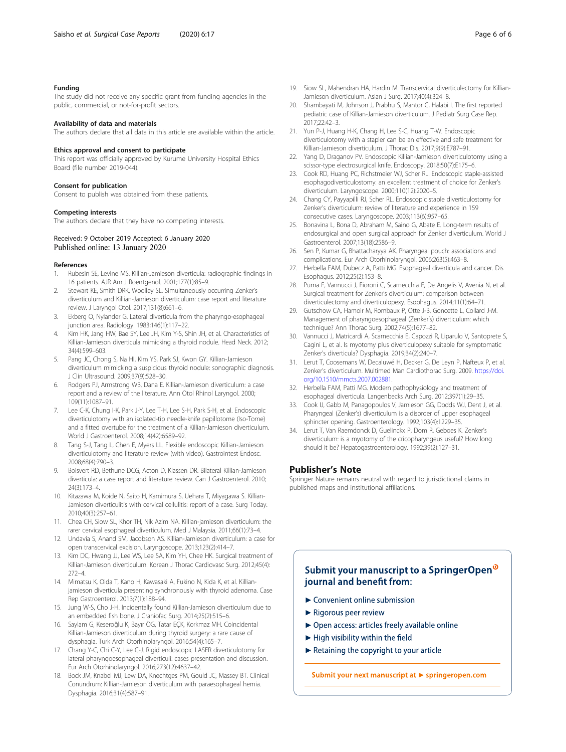### Funding
The study did not receive any specific grant from funding agencies in the public, commercial, or not-for-profit sectors.

### Availability of data and materials
The authors declare that all data in this article are available within the article.

### Ethics approval and consent to participate
This report was officially approved by Kurume University Hospital Ethics Board (file number 2019-044).

### Consent for publication
Consent to publish was obtained from these patients.

### Competing interests
The authors declare that they have no competing interests.

Received: 9 October 2019 Accepted: 6 January 2020
Published online: 13 January 2020

### References
1. Rubesin SE, Levine MS. Killian-Jamieson diverticula: radiographic findings in 16 patients. AJR Am J Roentgenol. 2001;177(1):85–9.
2. Stewart KE, Smith DRK, Woolley SL. Simultaneously occurring Zenker's diverticulum and Killian-Jamieson diverticulum: case report and literature review. J Laryngol Otol. 2017;131(8):661–6.
3. Ekberg O, Nylander G. Lateral diverticula from the pharyngo-esophageal junction area. Radiology. 1983;146(1):117–22.
4. Kim HK, Jang HW, Bae SY, Lee JH, Kim Y-S, Shin JH, et al. Characteristics of Killian-Jamieson diverticula mimicking a thyroid nodule. Head Neck. 2012; 34(4):599–603.
5. Pang JC, Chong S, Na HI, Kim YS, Park SJ, Kwon GY. Killian-Jamieson diverticulum mimicking a suspicious thyroid nodule: sonographic diagnosis. J Clin Ultrasound. 2009;37(9):528–30.
6. Rodgers PJ, Armstrong WB, Dana E. Killian-Jamieson diverticulum: a case report and a review of the literature. Ann Otol Rhinol Laryngol. 2000; 109(11):1087–91.
7. Lee C-K, Chung I-K, Park J-Y, Lee T-H, Lee S-H, Park S-H, et al. Endoscopic diverticulotomy with an isolated-tip needle-knife papillotome (Iso-Tome) and a fitted overtube for the treatment of a Killian-Jamieson diverticulum. World J Gastroenterol. 2008;14(42):6589–92.
8. Tang S-J, Tang L, Chen E, Myers LL. Flexible endoscopic Killian-Jamieson diverticulotomy and literature review (with video). Gastrointest Endosc. 2008;68(4):790–3.
9. Boisvert RD, Bethune DCG, Acton D, Klassen DR. Bilateral Killian-Jamieson diverticula: a case report and literature review. Can J Gastroenterol. 2010; 24(3):173–4.
10. Kitazawa M, Koide N, Saito H, Kamimura S, Uehara T, Miyagawa S. Killian-Jamieson diverticulitis with cervical cellulitis: report of a case. Surg Today. 2010;40(3):257–61.
11. Chea CH, Siow SL, Khor TH, Nik Azim NA. Killian-jamieson diverticulum: the rarer cervical esophageal diverticulum. Med J Malaysia. 2011;66(1):73–4.
12. Undavia S, Anand SM, Jacobson AS. Killian-Jamieson diverticulum: a case for open transcervical excision. Laryngoscope. 2013;123(2):414–7.
13. Kim DC, Hwang JJ, Lee WS, Lee SA, Kim YH, Chee HK. Surgical treatment of Killian-Jamieson diverticulum. Korean J Thorac Cardiovasc Surg. 2012;45(4): 272–4.
14. Mimatsu K, Oida T, Kano H, Kawasaki A, Fukino N, Kida K, et al. Killian-jamieson diverticula presenting synchronously with thyroid adenoma. Case Rep Gastroenterol. 2013;7(1):188–94.
15. Jung W-S, Cho J-H. Incidentally found Killian-Jamieson diverticulum due to an embedded fish bone. J Craniofac Surg. 2014;25(2):515–6.
16. Saylam G, Keseroğlu K, Bayır ÖG, Tatar EÇK, Korkmaz MH. Coincidental Killian-Jamieson diverticulum during thyroid surgery: a rare cause of dysphagia. Turk Arch Otorhinolaryngol. 2016;54(4):165–7.
17. Chang Y-C, Chi C-Y, Lee C-J. Rigid endoscopic LASER diverticulotomy for lateral pharyngoesophageal diverticuli: cases presentation and discussion. Eur Arch Otorhinolaryngol. 2016;273(12):4637–42.
18. Bock JM, Knabel MJ, Lew DA, Knechtges PM, Gould JC, Massey BT. Clinical Conundrum: Killian-Jamieson diverticulum with paraesophageal hernia. Dysphagia. 2016;31(4):587–91.
19. Siow SL, Mahendran HA, Hardin M. Transcervical diverticulectomy for Killian-Jamieson diverticulum. Asian J Surg. 2017;40(4):324–8.
20. Shambayati M, Johnson J, Prabhu S, Mantor C, Halabi I. The first reported pediatric case of Killian-Jamieson diverticulum. J Pediatr Surg Case Rep. 2017;22:42–3.
21. Yun P-J, Huang H-K, Chang H, Lee S-C, Huang T-W. Endoscopic diverticulotomy with a stapler can be an effective and safe treatment for Killian-Jamieson diverticulum. J Thorac Dis. 2017;9(9):E787–91.
22. Yang D, Draganov PV. Endoscopic Killian-Jamieson diverticulotomy using a scissor-type electrosurgical knife. Endoscopy. 2018;50(7):E175–6.
23. Cook RD, Huang PC, Richstmeier WJ, Scher RL. Endoscopic staple-assisted esophagodiverticulostomy: an excellent treatment of choice for Zenker's diverticulum. Laryngoscope. 2000;110(12):2020–5.
24. Chang CY, Payyapilli RJ, Scher RL. Endoscopic staple diverticulostomy for Zenker's diverticulum: review of literature and experience in 159 consecutive cases. Laryngoscope. 2003;113(6):957–65.
25. Bonavina L, Bona D, Abraham M, Saino G, Abate E. Long-term results of endosurgical and open surgical approach for Zenker diverticulum. World J Gastroenterol. 2007;13(18):2586–9.
26. Sen P, Kumar G, Bhattacharyya AK. Pharyngeal pouch: associations and complications. Eur Arch Otorhinolaryngol. 2006;263(5):463–8.
27. Herbella FAM, Dubecz A, Patti MG. Esophageal diverticula and cancer. Dis Esophagus. 2012;25(2):153–8.
28. Puma F, Vannucci J, Fioroni C, Scarnecchia E, De Angelis V, Avenia N, et al. Surgical treatment for Zenker's diverticulum: comparison between diverticulectomy and diverticulopexy. Esophagus. 2014;11(1):64–71.
29. Gutschow CA, Hamoir M, Rombaux P, Otte J-B, Goncette L, Collard J-M. Management of pharyngoesophageal (Zenker's) diverticulum: which technique? Ann Thorac Surg. 2002;74(5):1677–82.
30. Vannucci J, Matricardi A, Scarnecchia E, Capozzi R, Liparulo V, Santoprete S, Cagini L, et al. Is myotomy plus diverticulopexy suitable for symptomatic Zenker's diverticula? Dysphagia. 2019;34(2):240–7.
31. Lerut T, Coosemans W, Decaluwé H, Decker G, De Leyn P, Nafteux P, et al. Zenker's diverticulum. Multimed Man Cardiothorac Surg. 2009. https://doi.org/10.1510/mmcts.2007.002881.
32. Herbella FAM, Patti MG. Modern pathophysiology and treatment of esophageal diverticula. Langenbecks Arch Surg. 2012;397(1):29–35.
33. Cook IJ, Gabb M, Panagopoulos V, Jamieson GG, Dodds WJ, Dent J, et al. Pharyngeal (Zenker's) diverticulum is a disorder of upper esophageal sphincter opening. Gastroenterology. 1992;103(4):1229–35.
34. Lerut T, Van Raemdonck D, Guelinckx P, Dom R, Geboes K. Zenker's diverticulum: is a myotomy of the cricopharyngeus useful? How long should it be? Hepatogastroenterology. 1992;39(2):127–31.

## Publisher's Note
Springer Nature remains neutral with regard to jurisdictional claims in published maps and institutional affiliations.

**Submit your manuscript to a SpringerOpen journal and benefit from:**

- ► Convenient online submission
- ► Rigorous peer review
- ► Open access: articles freely available online
- ► High visibility within the field
- ► Retaining the copyright to your article

Submit your next manuscript at ► springeropen.com